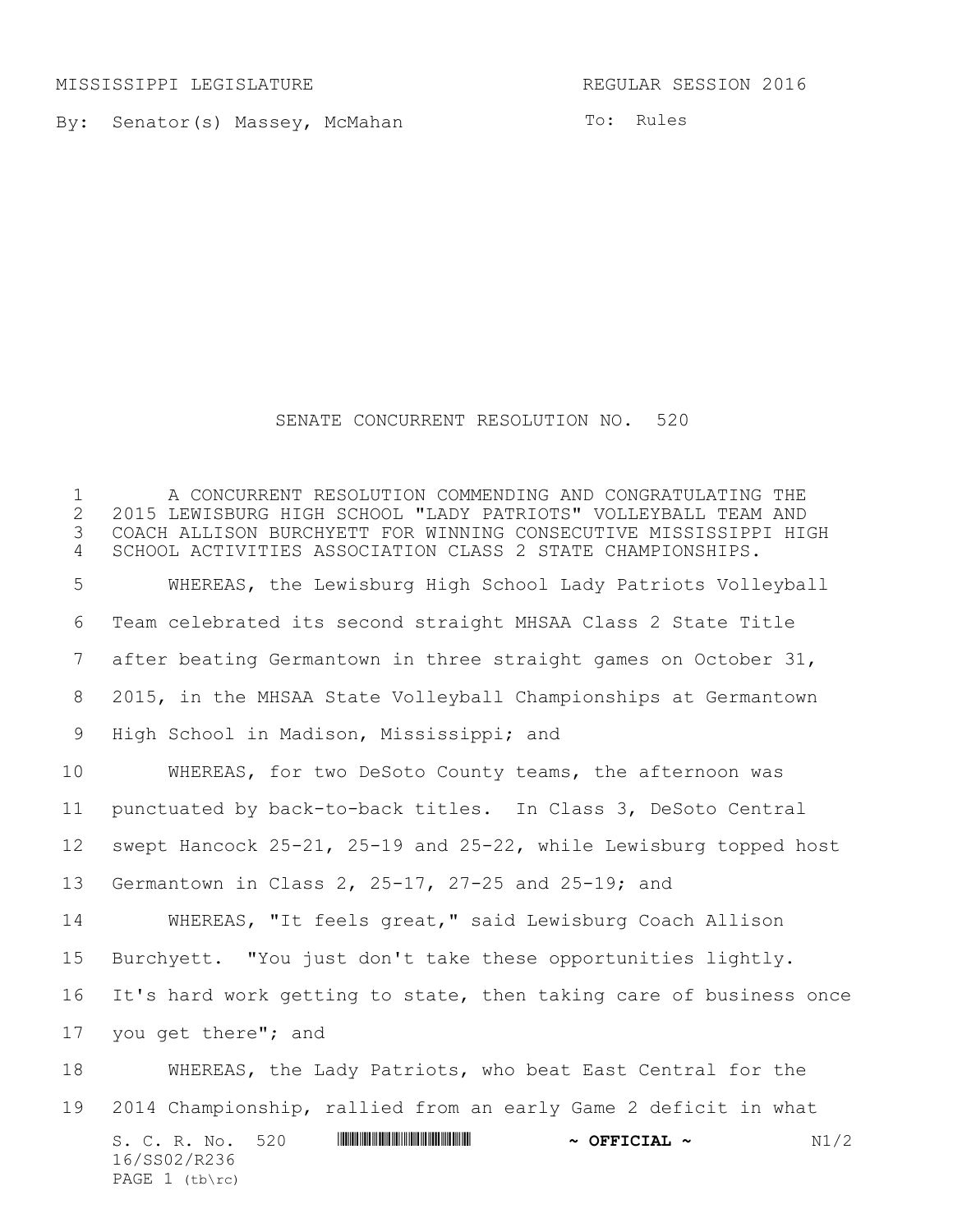MISSISSIPPI LEGISLATURE REGULAR SESSION 2016

By: Senator(s) Massey, McMahan

To: Rules

# SENATE CONCURRENT RESOLUTION NO. 520

A CONCURRENT RESOLUTION COMMENDING AND CONGRATULATING THE 2015 LEWISBURG HIGH SCHOOL "LADY PATRIOTS" VOLLEYBALL TEAM AND COACH ALLISON BURCHYETT FOR WINNING CONSECUTIVE MISSISSIPPI HIGH SCHOOL ACTIVITIES ASSOCIATION CLASS 2 STATE CHAMPIONSHIPS.

WHEREAS, the Lewisburg High School Lady Patriots Volleyball Team celebrated its second straight MHSAA Class 2 State Title after beating Germantown in three straight games on October 31, 2015, in the MHSAA State Volleyball Championships at Germantown High School in Madison, Mississippi; and

WHEREAS, for two DeSoto County teams, the afternoon was punctuated by back-to-back titles. In Class 3, DeSoto Central swept Hancock 25-21, 25-19 and 25-22, while Lewisburg topped host Germantown in Class 2, 25-17, 27-25 and 25-19; and

WHEREAS, "It feels great," said Lewisburg Coach Allison Burchyett. "You just don't take these opportunities lightly. It's hard work getting to state, then taking care of business once you get there"; and

WHEREAS, the Lady Patriots, who beat East Central for the 2014 Championship, rallied from an early Game 2 deficit in what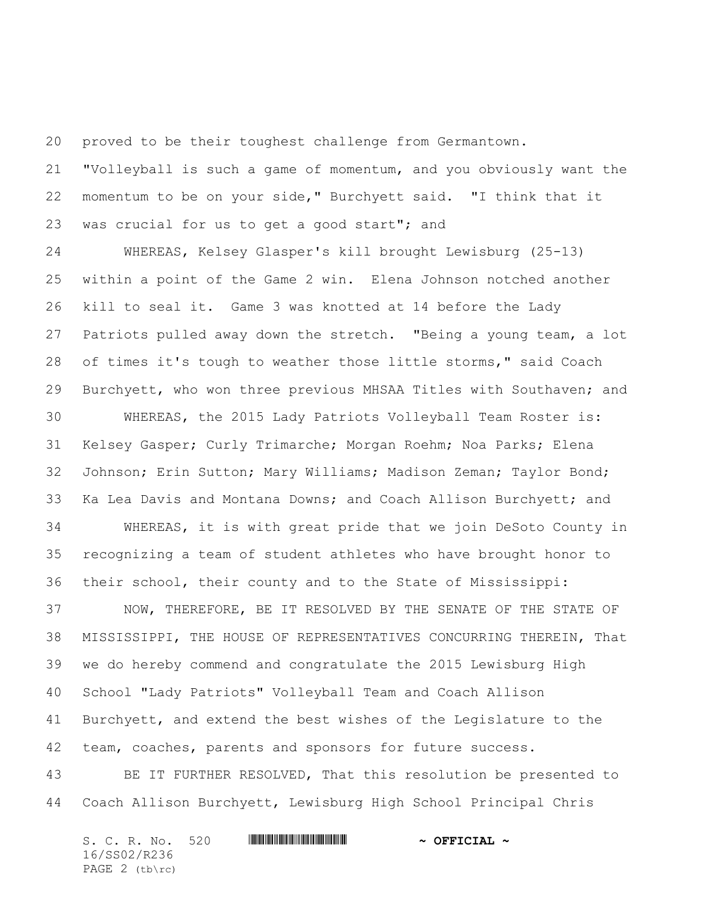proved to be their toughest challenge from Germantown. "Volleyball is such a game of momentum, and you obviously want the momentum to be on your side," Burchyett said. "I think that it was crucial for us to get a good start"; and

WHEREAS, Kelsey Glasper's kill brought Lewisburg (25-13) within a point of the Game 2 win. Elena Johnson notched another kill to seal it. Game 3 was knotted at 14 before the Lady Patriots pulled away down the stretch. "Being a young team, a lot of times it's tough to weather those little storms," said Coach Burchyett, who won three previous MHSAA Titles with Southaven; and

WHEREAS, the 2015 Lady Patriots Volleyball Team Roster is: Kelsey Gasper; Curly Trimarche; Morgan Roehm; Noa Parks; Elena Johnson; Erin Sutton; Mary Williams; Madison Zeman; Taylor Bond; Ka Lea Davis and Montana Downs; and Coach Allison Burchyett; and

WHEREAS, it is with great pride that we join DeSoto County in recognizing a team of student athletes who have brought honor to their school, their county and to the State of Mississippi:

NOW, THEREFORE, BE IT RESOLVED BY THE SENATE OF THE STATE OF MISSISSIPPI, THE HOUSE OF REPRESENTATIVES CONCURRING THEREIN, That we do hereby commend and congratulate the 2015 Lewisburg High School "Lady Patriots" Volleyball Team and Coach Allison Burchyett, and extend the best wishes of the Legislature to the team, coaches, parents and sponsors for future success.

BE IT FURTHER RESOLVED, That this resolution be presented to Coach Allison Burchyett, Lewisburg High School Principal Chris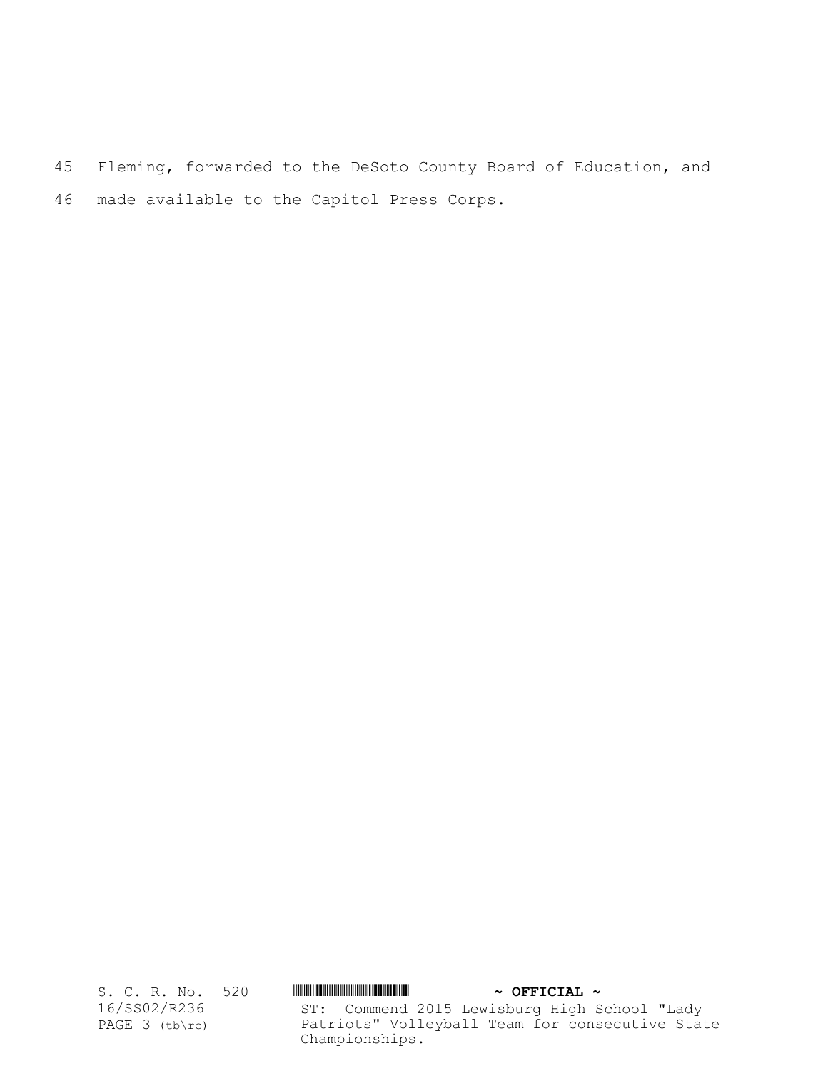Fleming, forwarded to the DeSoto County Board of Education, and made available to the Capitol Press Corps.